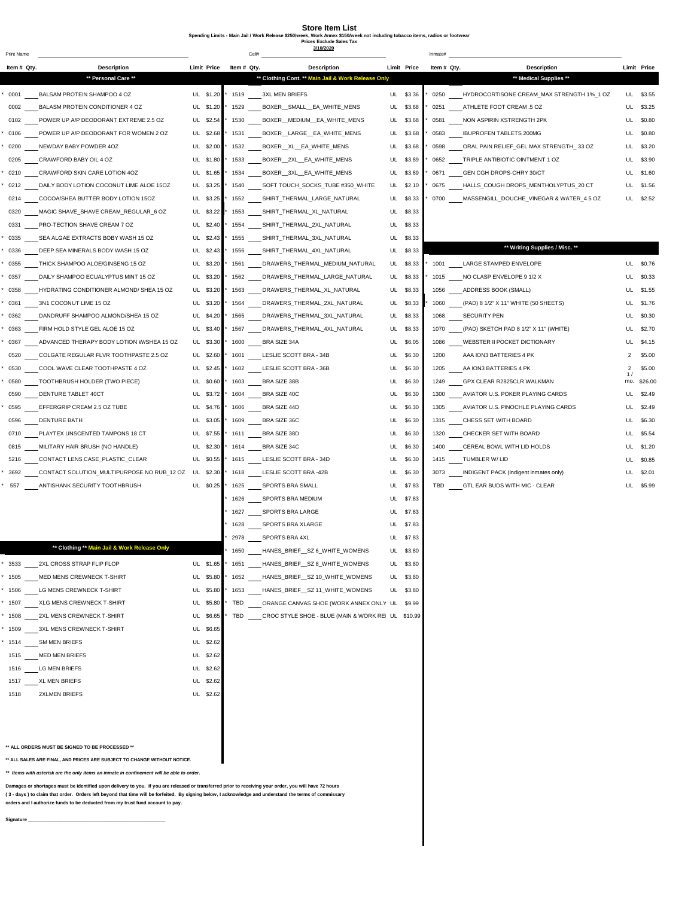# Store Item List

**Spending Limits - Main Jail / Work Release $250/week, Work Annex $150/week not including tobacco items, radios or footwear**
**Prices Exclude Sales Tax**
**3/10/2020**

Print Name ________________________ Cell# ____________ Inmate# ________________________

## ** Personal Care **

| | Item # | Qty. | Description | Limit | Price |
|---|---|---|---|---|---|
| * | 0001 | | BALSAM PROTEIN SHAMPOO 4 OZ | UL | $1.20 |
| | 0002 | | BALSAM PROTEIN CONDITIONER 4 OZ | UL | $1.20 |
| | 0102 | | POWER UP A/P DEODORANT EXTREME 2.5 OZ | UL | $2.54 |
| * | 0106 | | POWER UP A/P DEODORANT FOR WOMEN 2 OZ | UL | $2.68 |
| * | 0200 | | NEWDAY BABY POWDER 4OZ | UL | $2.00 |
| | 0205 | | CRAWFORD BABY OIL 4 OZ | UL | $1.80 |
| * | 0210 | | CRAWFORD SKIN CARE LOTION 4OZ | UL | $1.65 |
| * | 0212 | | DAILY BODY LOTION COCONUT LIME ALOE 15OZ | UL | $3.25 |
| | 0214 | | COCOA/SHEA BUTTER BODY LOTION 15OZ | UL | $3.25 |
| | 0320 | | MAGIC SHAVE_SHAVE CREAM_REGULAR_6 OZ | UL | $3.22 |
| | 0331 | | PRO-TECTION SHAVE CREAM 7 OZ | UL | $2.40 |
| * | 0335 | | SEA ALGAE EXTRACTS BOBY WASH 15 OZ | UL | $2.43 |
| * | 0336 | | DEEP SEA MINERALS BODY WASH 15 OZ | UL | $2.43 |
| * | 0355 | | THICK SHAMPOO ALOE/GINSENG 15 OZ | UL | $3.20 |
| * | 0357 | | DAILY SHAMPOO ECUALYPTUS MINT 15 OZ | UL | $3.20 |
| * | 0358 | | HYDRATING CONDITIONER ALMOND/ SHEA 15 OZ | UL | $3.20 |
| * | 0361 | | 3N1 COCONUT LIME 15 OZ | UL | $3.20 |
| * | 0362 | | DANDRUFF SHAMPOO ALMOND/SHEA 15 OZ | UL | $4.20 |
| * | 0363 | | FIRM HOLD STYLE GEL ALOE 15 OZ | UL | $3.40 |
| * | 0367 | | ADVANCED THERAPY BODY LOTION W/SHEA 15 OZ | UL | $3.30 |
| | 0520 | | COLGATE REGULAR FLVR TOOTHPASTE 2.5 OZ | UL | $2.60 |
| * | 0530 | | COOL WAVE CLEAR TOOTHPASTE 4 OZ | UL | $2.45 |
| * | 0580 | | TOOTHBRUSH HOLDER (TWO PIECE) | UL | $0.60 |
| | 0590 | | DENTURE TABLET 40CT | UL | $3.72 |
| * | 0595 | | EFFERGRIP CREAM 2.5 OZ TUBE | UL | $4.76 |
| | 0596 | | DENTURE BATH | UL | $3.05 |
| | 0710 | | PLAYTEX UNSCENTED TAMPONS 18 CT | UL | $7.55 |
| | 0815 | | MILITARY HAIR BRUSH (NO HANDLE) | UL | $2.30 |
| | 5216 | | CONTACT LENS CASE_PLASTIC_CLEAR | UL | $0.55 |
| * | 3692 | | CONTACT SOLUTION_MULTIPURPOSE NO RUB_12 OZ | UL | $2.30 |
| * | 557 | | ANTISHANK SECURITY TOOTHBRUSH | UL | $0.25 |

## ** Clothing ** Main Jail & Work Release Only

| | Item # | Qty. | Description | Limit | Price |
|---|---|---|---|---|---|
| * | 3533 | | 2XL CROSS STRAP FLIP FLOP | UL | $1.65 |
| * | 1505 | | MED MENS CREWNECK T-SHIRT | UL | $5.80 |
| * | 1506 | | LG MENS CREWNECK T-SHIRT | UL | $5.80 |
| * | 1507 | | XLG MENS CREWNECK T-SHIRT | UL | $5.80 |
| * | 1508 | | 2XL MENS CREWNECK T-SHIRT | UL | $6.65 |
| * | 1509 | | 3XL MENS CREWNECK T-SHIRT | UL | $6.65 |
| * | 1514 | | SM MEN BRIEFS | UL | $2.62 |
| | 1515 | | MED MEN BRIEFS | UL | $2.62 |
| | 1516 | | LG MEN BRIEFS | UL | $2.62 |
| | 1517 | | XL MEN BRIEFS | UL | $2.62 |
| | 1518 | | 2XLMEN BRIEFS | UL | $2.62 |

## ** Clothing Cont. ** Main Jail & Work Release Only

| | Item # | Qty. | Description | Limit | Price |
|---|---|---|---|---|---|
| * | 1519 | | 3XL MEN BRIEFS | UL | $3.36 |
| * | 1529 | | BOXER__SMALL__EA_WHITE_MENS | UL | $3.68 |
| * | 1530 | | BOXER__MEDIUM__EA_WHITE_MENS | UL | $3.68 |
| * | 1531 | | BOXER__LARGE__EA_WHITE_MENS | UL | $3.68 |
| * | 1532 | | BOXER__XL__EA_WHITE_MENS | UL | $3.68 |
| * | 1533 | | BOXER__2XL__EA_WHITE_MENS | UL | $3.89 |
| * | 1534 | | BOXER__3XL__EA_WHITE_MENS | UL | $3.89 |
| * | 1540 | | SOFT TOUCH_SOCKS_TUBE #350_WHITE | UL | $2.10 |
| * | 1552 | | SHIRT_THERMAL_LARGE_NATURAL | UL | $8.33 |
| * | 1553 | | SHIRT_THERMAL_XL_NATURAL | UL | $8.33 |
| * | 1554 | | SHIRT_THERMAL_2XL_NATURAL | UL | $8.33 |
| * | 1555 | | SHIRT_THERMAL_3XL_NATURAL | UL | $8.33 |
| * | 1556 | | SHIRT_THERMAL_4XL_NATURAL | UL | $8.33 |
| * | 1561 | | DRAWERS_THERMAL_MEDIUM_NATURAL | UL | $8.33 |
| * | 1562 | | DRAWERS_THERMAL_LARGE_NATURAL | UL | $8.33 |
| * | 1563 | | DRAWERS_THERMAL_XL_NATURAL | UL | $8.33 |
| * | 1564 | | DRAWERS_THERMAL_2XL_NATURAL | UL | $8.33 |
| * | 1565 | | DRAWERS_THERMAL_3XL_NATURAL | UL | $8.33 |
| * | 1567 | | DRAWERS_THERMAL_4XL_NATURAL | UL | $8.33 |
| * | 1600 | | BRA SIZE 34A | UL | $6.05 |
| * | 1601 | | LESLIE SCOTT BRA - 34B | UL | $6.30 |
| * | 1602 | | LESLIE SCOTT BRA - 36B | UL | $6.30 |
| * | 1603 | | BRA SIZE 38B | UL | $6.30 |
| * | 1604 | | BRA SIZE 40C | UL | $6.30 |
| * | 1606 | | BRA SIZE 44D | UL | $6.30 |
| * | 1609 | | BRA SIZE 36C | UL | $6.30 |
| * | 1611 | | BRA SIZE 38D | UL | $6.30 |
| * | 1614 | | BRA SIZE 34C | UL | $6.30 |
| * | 1615 | | LESLIE SCOTT BRA - 34D | UL | $6.30 |
| * | 1618 | | LESLIE SCOTT BRA -42B | UL | $6.30 |
| * | 1625 | | SPORTS BRA SMALL | UL | $7.83 |
| * | 1626 | | SPORTS BRA MEDIUM | UL | $7.83 |
| * | 1627 | | SPORTS BRA LARGE | UL | $7.83 |
| * | 1628 | | SPORTS BRA XLARGE | UL | $7.83 |
| * | 2978 | | SPORTS BRA 4XL | UL | $7.83 |
| * | 1650 | | HANES_BRIEF__SZ 6_WHITE_WOMENS | UL | $3.80 |
| * | 1651 | | HANES_BRIEF__SZ 8_WHITE_WOMENS | UL | $3.80 |
| * | 1652 | | HANES_BRIEF__SZ 10_WHITE_WOMENS | UL | $3.80 |
| * | 1653 | | HANES_BRIEF__SZ 11_WHITE_WOMENS | UL | $3.80 |
| * | TBD | | ORANGE CANVAS SHOE (WORK ANNEX ONLY | UL | $9.99 |
| * | TBD | | CROC STYLE SHOE - BLUE (MAIN & WORK REI | UL | $10.99 |

## ** Medical Supplies **

| | Item # | Qty. | Description | Limit | Price |
|---|---|---|---|---|---|
| * | 0250 | | HYDROCORTISONE CREAM_MAX STRENGTH 1%_1 OZ | UL | $3.55 |
| * | 0251 | | ATHLETE FOOT CREAM .5 OZ | UL | $3.25 |
| * | 0581 | | NON ASPIRIN XSTRENGTH 2PK | UL | $0.80 |
| * | 0583 | | IBUPROFEN TABLETS 200MG | UL | $0.80 |
| * | 0598 | | ORAL PAIN RELIEF_GEL MAX STRENGTH_.33 OZ | UL | $3.20 |
| * | 0652 | | TRIPLE ANTIBIOTIC OINTMENT 1 OZ | UL | $3.90 |
| * | 0671 | | GEN CGH DROPS-CHRY 30/CT | UL | $1.60 |
| * | 0675 | | HALLS_COUGH DROPS_MENTHOLYPTUS_20 CT | UL | $1.56 |
| * | 0700 | | MASSENGILL_DOUCHE_VINEGAR & WATER_4.5 OZ | UL | $2.52 |

## ** Writing Supplies / Misc. **

| | Item # | Qty. | Description | Limit | Price |
|---|---|---|---|---|---|
| * | 1001 | | LARGE STAMPED ENVELOPE | UL | $0.76 |
| * | 1015 | | NO CLASP ENVELOPE 9 1/2 X | UL | $0.33 |
| | 1056 | | ADDRESS BOOK (SMALL) | UL | $1.55 |
| * | 1060 | | (PAD) 8 1/2" X 11" WHITE (50 SHEETS) | UL | $1.76 |
| | 1068 | | SECURITY PEN | UL | $0.30 |
| | 1070 | | (PAD) SKETCH PAD 8 1/2" X 11" (WHITE) | UL | $2.70 |
| | 1086 | | WEBSTER II POCKET DICTIONARY | UL | $4.15 |
| | 1200 | | AAA ION3 BATTERIES 4 PK | 2 | $5.00 |
| | 1205 | | AA ION3 BATTERIES 4 PK | 2 | $5.00 |
| | 1249 | | GPX CLEAR R2825CLR WALKMAN | 1 / mo. | $26.00 |
| | 1300 | | AVIATOR U.S. POKER PLAYING CARDS | UL | $2.49 |
| | 1305 | | AVIATOR U.S. PINOCHLE PLAYING CARDS | UL | $2.49 |
| | 1315 | | CHESS SET WITH BOARD | UL | $6.30 |
| | 1320 | | CHECKER SET WITH BOARD | UL | $5.54 |
| | 1400 | | CEREAL BOWL WITH LID HOLDS | UL | $1.20 |
| | 1415 | | TUMBLER W/ LID | UL | $0.85 |
| | 3073 | | INDIGENT PACK (Indigent inmates only) | UL | $2.01 |
| | TBD | | GTL EAR BUDS WITH MIC - CLEAR | UL | $5.99 |

**** ALL ORDERS MUST BE SIGNED TO BE PROCESSED ****

**** ALL SALES ARE FINAL, AND PRICES ARE SUBJECT TO CHANGE WITHOUT NOTICE.**

***\*\* Items with asterisk are the only items an inmate in confinement will be able to order.***

**Damages or shortages must be identified upon delivery to you. If you are released or transferred prior to receiving your order, you will have 72 hours ( 3 - days ) to claim that order. Orders left beyond that time will be forfeited. By signing below, I acknowledge and understand the terms of commissary orders and I authorize funds to be deducted from my trust fund account to pay.**

**Signature** ________________________________________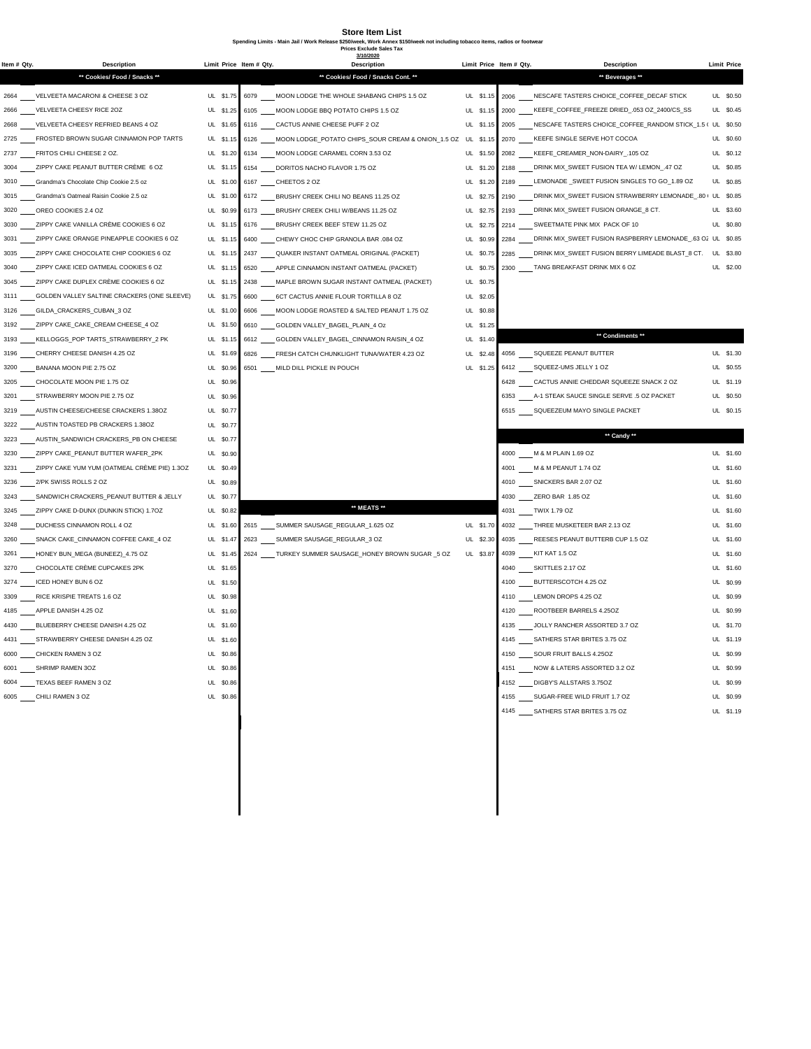# Store Item List

**Spending Limits - Main Jail / Work Release $250/week, Work Annex $150/week not including tobacco items, radios or footwear**

**Prices Exclude Sales Tax**

**3/10/2020**

## ** Cookies/ Food / Snacks **

| Item # | Qty. | Description | Limit | Price |
|---|---|---|---|---|
| 2664 | | VELVEETA MACARONI & CHEESE 3 OZ | UL | $1.75 |
| 2666 | | VELVEETA CHEESY RICE 2OZ | UL | $1.25 |
| 2668 | | VELVEETA CHEESY REFRIED BEANS 4 OZ | UL | $1.65 |
| 2725 | | FROSTED BROWN SUGAR CINNAMON POP TARTS | UL | $1.15 |
| 2737 | | FRITOS CHILI CHEESE 2 OZ. | UL | $1.20 |
| 3004 | | ZIPPY CAKE PEANUT BUTTER CRÈME 6 OZ | UL | $1.15 |
| 3010 | | Grandma's Chocolate Chip Cookie 2.5 oz | UL | $1.00 |
| 3015 | | Grandma's Oatmeal Raisin Cookie 2.5 oz | UL | $1.00 |
| 3020 | | OREO COOKIES 2.4 OZ | UL | $0.99 |
| 3030 | | ZIPPY CAKE VANILLA CRÈME COOKIES 6 OZ | UL | $1.15 |
| 3031 | | ZIPPY CAKE ORANGE PINEAPPLE COOKIES 6 OZ | UL | $1.15 |
| 3035 | | ZIPPY CAKE CHOCOLATE CHIP COOKIES 6 OZ | UL | $1.15 |
| 3040 | | ZIPPY CAKE ICED OATMEAL COOKIES 6 OZ | UL | $1.15 |
| 3045 | | ZIPPY CAKE DUPLEX CRÈME COOKIES 6 OZ | UL | $1.15 |
| 3111 | | GOLDEN VALLEY SALTINE CRACKERS (ONE SLEEVE) | UL | $1.75 |
| 3126 | | GILDA_CRACKERS_CUBAN_3 OZ | UL | $1.00 |
| 3192 | | ZIPPY CAKE_CAKE_CREAM CHEESE_4 OZ | UL | $1.50 |
| 3193 | | KELLOGGS_POP TARTS_STRAWBERRY_2 PK | UL | $1.15 |
| 3196 | | CHERRY CHEESE DANISH 4.25 OZ | UL | $1.69 |
| 3200 | | BANANA MOON PIE 2.75 OZ | UL | $0.96 |
| 3205 | | CHOCOLATE MOON PIE 1.75 OZ | UL | $0.96 |
| 3201 | | STRAWBERRY MOON PIE 2.75 OZ | UL | $0.96 |
| 3219 | | AUSTIN CHEESE/CHEESE CRACKERS 1.38OZ | UL | $0.77 |
| 3222 | | AUSTIN TOASTED PB CRACKERS 1.38OZ | UL | $0.77 |
| 3223 | | AUSTIN_SANDWICH CRACKERS_PB ON CHEESE | UL | $0.77 |
| 3230 | | ZIPPY CAKE_PEANUT BUTTER WAFER_2PK | UL | $0.90 |
| 3231 | | ZIPPY CAKE YUM YUM (OATMEAL CRÈME PIE) 1.3OZ | UL | $0.49 |
| 3236 | | 2/PK SWISS ROLLS 2 OZ | UL | $0.89 |
| 3243 | | SANDWICH CRACKERS_PEANUT BUTTER & JELLY | UL | $0.77 |
| 3245 | | ZIPPY CAKE D-DUNX (DUNKIN STICK) 1.7OZ | UL | $0.82 |
| 3248 | | DUCHESS CINNAMON ROLL 4 OZ | UL | $1.60 |
| 3260 | | SNACK CAKE_CINNAMON COFFEE CAKE_4 OZ | UL | $1.47 |
| 3261 | | HONEY BUN_MEGA (BUNEEZ)_4.75 OZ | UL | $1.45 |
| 3270 | | CHOCOLATE CRÈME CUPCAKES 2PK | UL | $1.65 |
| 3274 | | ICED HONEY BUN 6 OZ | UL | $1.50 |
| 3309 | | RICE KRISPIE TREATS 1.6 OZ | UL | $0.98 |
| 4185 | | APPLE DANISH 4.25 OZ | UL | $1.60 |
| 4430 | | BLUEBERRY CHEESE DANISH 4.25 OZ | UL | $1.60 |
| 4431 | | STRAWBERRY CHEESE DANISH 4.25 OZ | UL | $1.60 |
| 6000 | | CHICKEN RAMEN 3 OZ | UL | $0.86 |
| 6001 | | SHRIMP RAMEN 3OZ | UL | $0.86 |
| 6004 | | TEXAS BEEF RAMEN 3 OZ | UL | $0.86 |
| 6005 | | CHILI RAMEN 3 OZ | UL | $0.86 |

## ** Cookies/ Food / Snacks Cont. **

| Item # | Qty. | Description | Limit | Price |
|---|---|---|---|---|
| 6079 | | MOON LODGE THE WHOLE SHABANG CHIPS 1.5 OZ | UL | $1.15 |
| 6105 | | MOON LODGE BBQ POTATO CHIPS 1.5 OZ | UL | $1.15 |
| 6116 | | CACTUS ANNIE CHEESE PUFF 2 OZ | UL | $1.15 |
| 6126 | | MOON LODGE_POTATO CHIPS_SOUR CREAM & ONION_1.5 OZ | UL | $1.15 |
| 6134 | | MOON LODGE CARAMEL CORN 3.53 OZ | UL | $1.50 |
| 6154 | | DORITOS NACHO FLAVOR 1.75 OZ | UL | $1.20 |
| 6167 | | CHEETOS 2 OZ | UL | $1.20 |
| 6172 | | BRUSHY CREEK CHILI NO BEANS 11.25 OZ | UL | $2.75 |
| 6173 | | BRUSHY CREEK CHILI W/BEANS 11.25 OZ | UL | $2.75 |
| 6176 | | BRUSHY CREEK BEEF STEW 11.25 OZ | UL | $2.75 |
| 6400 | | CHEWY CHOC CHIP GRANOLA BAR .084 OZ | UL | $0.99 |
| 2437 | | QUAKER INSTANT OATMEAL ORIGINAL (PACKET) | UL | $0.75 |
| 6520 | | APPLE CINNAMON INSTANT OATMEAL (PACKET) | UL | $0.75 |
| 2438 | | MAPLE BROWN SUGAR INSTANT OATMEAL (PACKET) | UL | $0.75 |
| 6600 | | 6CT CACTUS ANNIE FLOUR TORTILLA 8 OZ | UL | $2.05 |
| 6606 | | MOON LODGE ROASTED & SALTED PEANUT 1.75 OZ | UL | $0.88 |
| 6610 | | GOLDEN VALLEY_BAGEL_PLAIN_4 Oz | UL | $1.25 |
| 6612 | | GOLDEN VALLEY_BAGEL_CINNAMON RAISIN_4 OZ | UL | $1.40 |
| 6826 | | FRESH CATCH CHUNKLIGHT TUNA/WATER 4.23 OZ | UL | $2.48 |
| 6501 | | MILD DILL PICKLE IN POUCH | UL | $1.25 |

## ** MEATS **

| Item # | Qty. | Description | Limit | Price |
|---|---|---|---|---|
| 2615 | | SUMMER SAUSAGE_REGULAR_1.625 OZ | UL | $1.70 |
| 2623 | | SUMMER SAUSAGE_REGULAR_3 OZ | UL | $2.30 |
| 2624 | | TURKEY SUMMER SAUSAGE_HONEY BROWN SUGAR _5 OZ | UL | $3.87 |

## ** Beverages **

| Item # | Qty. | Description | Limit | Price |
|---|---|---|---|---|
| 2006 | | NESCAFE TASTERS CHOICE_COFFEE_DECAF STICK | UL | $0.50 |
| 2000 | | KEEFE_COFFEE_FREEZE DRIED_.053 OZ_2400/CS_SS | UL | $0.45 |
| 2005 | | NESCAFE TASTERS CHOICE_COFFEE_RANDOM STICK_1.5 ( | UL | $0.50 |
| 2070 | | KEEFE SINGLE SERVE HOT COCOA | UL | $0.60 |
| 2082 | | KEEFE_CREAMER_NON-DAIRY_.105 OZ | UL | $0.12 |
| 2188 | | DRINK MIX_SWEET FUSION TEA W/ LEMON_.47 OZ | UL | $0.85 |
| 2189 | | LEMONADE _SWEET FUSION SINGLES TO GO_1.89 OZ | UL | $0.85 |
| 2190 | | DRINK MIX_SWEET FUSION STRAWBERRY LEMONADE_.80 ( | UL | $0.85 |
| 2193 | | DRINK MIX_SWEET FUSION ORANGE_8 CT. | UL | $3.60 |
| 2214 | | SWEETMATE PINK MIX PACK OF 10 | UL | $0.80 |
| 2284 | | DRINK MIX_SWEET FUSION RASPBERRY LEMONADE_.63 OZ | UL | $0.85 |
| 2285 | | DRINK MIX_SWEET FUSION BERRY LIMEADE BLAST_8 CT. | UL | $3.80 |
| 2300 | | TANG BREAKFAST DRINK MIX 6 OZ | UL | $2.00 |

## ** Condiments **

| Item # | Qty. | Description | Limit | Price |
|---|---|---|---|---|
| 4056 | | SQUEEZE PEANUT BUTTER | UL | $1.30 |
| 6412 | | SQUEEZ-UMS JELLY 1 OZ | UL | $0.55 |
| 6428 | | CACTUS ANNIE CHEDDAR SQUEEZE SNACK 2 OZ | UL | $1.19 |
| 6353 | | A-1 STEAK SAUCE SINGLE SERVE .5 OZ PACKET | UL | $0.50 |
| 6515 | | SQUEEZEUM MAYO SINGLE PACKET | UL | $0.15 |

## ** Candy **

| Item # | Qty. | Description | Limit | Price |
|---|---|---|---|---|
| 4000 | | M & M PLAIN 1.69 OZ | UL | $1.60 |
| 4001 | | M & M PEANUT 1.74 OZ | UL | $1.60 |
| 4010 | | SNICKERS BAR 2.07 OZ | UL | $1.60 |
| 4030 | | ZERO BAR 1.85 OZ | UL | $1.60 |
| 4031 | | TWIX 1.79 OZ | UL | $1.60 |
| 4032 | | THREE MUSKETEER BAR 2.13 OZ | UL | $1.60 |
| 4035 | | REESES PEANUT BUTTERB CUP 1.5 OZ | UL | $1.60 |
| 4039 | | KIT KAT 1.5 OZ | UL | $1.60 |
| 4040 | | SKITTLES 2.17 OZ | UL | $1.60 |
| 4100 | | BUTTERSCOTCH 4.25 OZ | UL | $0.99 |
| 4110 | | LEMON DROPS 4.25 OZ | UL | $0.99 |
| 4120 | | ROOTBEER BARRELS 4.25OZ | UL | $0.99 |
| 4135 | | JOLLY RANCHER ASSORTED 3.7 OZ | UL | $1.70 |
| 4145 | | SATHERS STAR BRITES 3.75 OZ | UL | $1.19 |
| 4150 | | SOUR FRUIT BALLS 4.25OZ | UL | $0.99 |
| 4151 | | NOW & LATERS ASSORTED 3.2 OZ | UL | $0.99 |
| 4152 | | DIGBY'S ALLSTARS 3.75OZ | UL | $0.99 |
| 4155 | | SUGAR-FREE WILD FRUIT 1.7 OZ | UL | $0.99 |
| 4145 | | SATHERS STAR BRITES 3.75 OZ | UL | $1.19 |